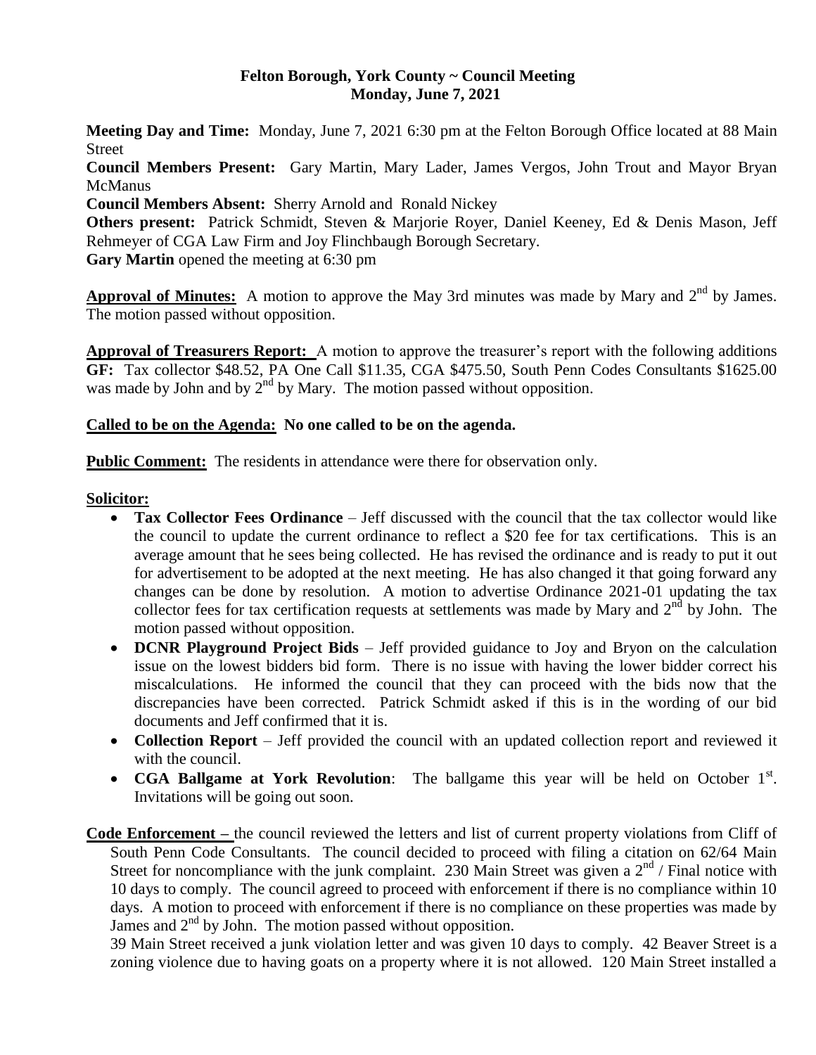**Felton Borough, York County ~ Council Meeting**
**Monday, June 7, 2021**

**Meeting Day and Time:** Monday, June 7, 2021 6:30 pm at the Felton Borough Office located at 88 Main Street

**Council Members Present:** Gary Martin, Mary Lader, James Vergos, John Trout and Mayor Bryan McManus

**Council Members Absent:** Sherry Arnold and Ronald Nickey

**Others present:** Patrick Schmidt, Steven & Marjorie Royer, Daniel Keeney, Ed & Denis Mason, Jeff Rehmeyer of CGA Law Firm and Joy Flinchbaugh Borough Secretary.

**Gary Martin** opened the meeting at 6:30 pm

**Approval of Minutes:** A motion to approve the May 3rd minutes was made by Mary and 2nd by James. The motion passed without opposition.

**Approval of Treasurers Report:** A motion to approve the treasurer's report with the following additions **GF:** Tax collector \$48.52, PA One Call \$11.35, CGA \$475.50, South Penn Codes Consultants \$1625.00 was made by John and by 2nd by Mary. The motion passed without opposition.

**Called to be on the Agenda: No one called to be on the agenda.**

**Public Comment:** The residents in attendance were there for observation only.

**Solicitor:**

- **Tax Collector Fees Ordinance** – Jeff discussed with the council that the tax collector would like the council to update the current ordinance to reflect a \$20 fee for tax certifications. This is an average amount that he sees being collected. He has revised the ordinance and is ready to put it out for advertisement to be adopted at the next meeting. He has also changed it that going forward any changes can be done by resolution. A motion to advertise Ordinance 2021-01 updating the tax collector fees for tax certification requests at settlements was made by Mary and 2nd by John. The motion passed without opposition.
- **DCNR Playground Project Bids** – Jeff provided guidance to Joy and Bryon on the calculation issue on the lowest bidders bid form. There is no issue with having the lower bidder correct his miscalculations. He informed the council that they can proceed with the bids now that the discrepancies have been corrected. Patrick Schmidt asked if this is in the wording of our bid documents and Jeff confirmed that it is.
- **Collection Report** – Jeff provided the council with an updated collection report and reviewed it with the council.
- **CGA Ballgame at York Revolution**: The ballgame this year will be held on October 1st. Invitations will be going out soon.

**Code Enforcement –** the council reviewed the letters and list of current property violations from Cliff of South Penn Code Consultants. The council decided to proceed with filing a citation on 62/64 Main Street for noncompliance with the junk complaint. 230 Main Street was given a 2nd / Final notice with 10 days to comply. The council agreed to proceed with enforcement if there is no compliance within 10 days. A motion to proceed with enforcement if there is no compliance on these properties was made by James and 2nd by John. The motion passed without opposition.

39 Main Street received a junk violation letter and was given 10 days to comply. 42 Beaver Street is a zoning violence due to having goats on a property where it is not allowed. 120 Main Street installed a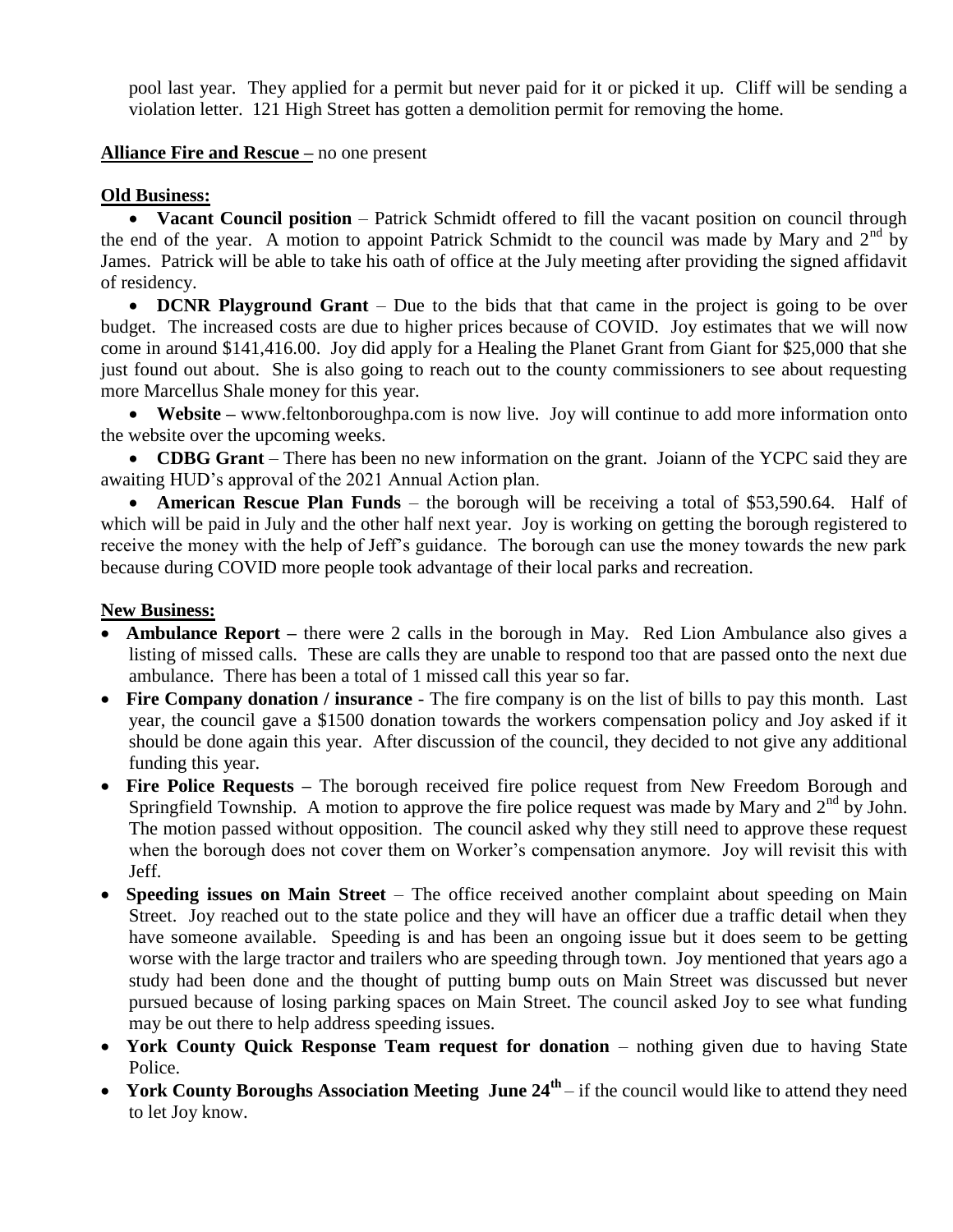pool last year. They applied for a permit but never paid for it or picked it up. Cliff will be sending a violation letter. 121 High Street has gotten a demolition permit for removing the home.

**Alliance Fire and Rescue –** no one present

**Old Business:**

- **Vacant Council position** – Patrick Schmidt offered to fill the vacant position on council through the end of the year. A motion to appoint Patrick Schmidt to the council was made by Mary and 2nd by James. Patrick will be able to take his oath of office at the July meeting after providing the signed affidavit of residency.
- **DCNR Playground Grant** – Due to the bids that that came in the project is going to be over budget. The increased costs are due to higher prices because of COVID. Joy estimates that we will now come in around $141,416.00. Joy did apply for a Healing the Planet Grant from Giant for $25,000 that she just found out about. She is also going to reach out to the county commissioners to see about requesting more Marcellus Shale money for this year.
- **Website –** www.feltonboroughpa.com is now live. Joy will continue to add more information onto the website over the upcoming weeks.
- **CDBG Grant** – There has been no new information on the grant. Joiann of the YCPC said they are awaiting HUD's approval of the 2021 Annual Action plan.
- **American Rescue Plan Funds** – the borough will be receiving a total of $53,590.64. Half of which will be paid in July and the other half next year. Joy is working on getting the borough registered to receive the money with the help of Jeff's guidance. The borough can use the money towards the new park because during COVID more people took advantage of their local parks and recreation.

**New Business:**

- **Ambulance Report –** there were 2 calls in the borough in May. Red Lion Ambulance also gives a listing of missed calls. These are calls they are unable to respond too that are passed onto the next due ambulance. There has been a total of 1 missed call this year so far.
- **Fire Company donation / insurance** - The fire company is on the list of bills to pay this month. Last year, the council gave a $1500 donation towards the workers compensation policy and Joy asked if it should be done again this year. After discussion of the council, they decided to not give any additional funding this year.
- **Fire Police Requests –** The borough received fire police request from New Freedom Borough and Springfield Township. A motion to approve the fire police request was made by Mary and 2nd by John. The motion passed without opposition. The council asked why they still need to approve these request when the borough does not cover them on Worker's compensation anymore. Joy will revisit this with Jeff.
- **Speeding issues on Main Street** – The office received another complaint about speeding on Main Street. Joy reached out to the state police and they will have an officer due a traffic detail when they have someone available. Speeding is and has been an ongoing issue but it does seem to be getting worse with the large tractor and trailers who are speeding through town. Joy mentioned that years ago a study had been done and the thought of putting bump outs on Main Street was discussed but never pursued because of losing parking spaces on Main Street. The council asked Joy to see what funding may be out there to help address speeding issues.
- **York County Quick Response Team request for donation** – nothing given due to having State Police.
- **York County Boroughs Association Meeting June 24th** – if the council would like to attend they need to let Joy know.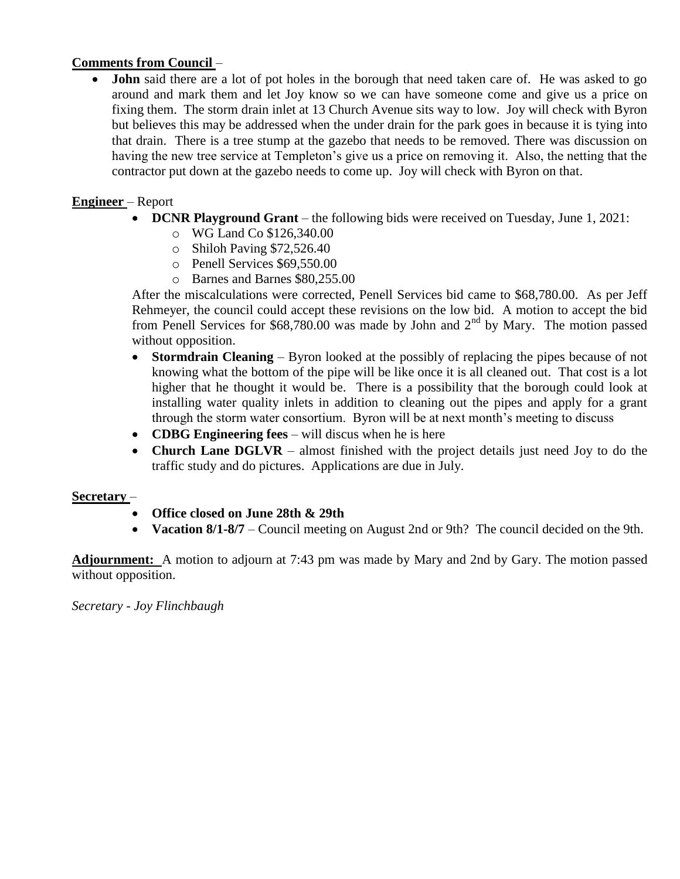**Comments from Council** –

- **John** said there are a lot of pot holes in the borough that need taken care of. He was asked to go around and mark them and let Joy know so we can have someone come and give us a price on fixing them. The storm drain inlet at 13 Church Avenue sits way to low. Joy will check with Byron but believes this may be addressed when the under drain for the park goes in because it is tying into that drain. There is a tree stump at the gazebo that needs to be removed. There was discussion on having the new tree service at Templeton's give us a price on removing it. Also, the netting that the contractor put down at the gazebo needs to come up. Joy will check with Byron on that.

**Engineer** – Report

- **DCNR Playground Grant** – the following bids were received on Tuesday, June 1, 2021:
  - WG Land Co $126,340.00
  - Shiloh Paving $72,526.40
  - Penell Services $69,550.00
  - Barnes and Barnes $80,255.00

  After the miscalculations were corrected, Penell Services bid came to $68,780.00. As per Jeff Rehmeyer, the council could accept these revisions on the low bid. A motion to accept the bid from Penell Services for $68,780.00 was made by John and 2nd by Mary. The motion passed without opposition.
- **Stormdrain Cleaning** – Byron looked at the possibly of replacing the pipes because of not knowing what the bottom of the pipe will be like once it is all cleaned out. That cost is a lot higher that he thought it would be. There is a possibility that the borough could look at installing water quality inlets in addition to cleaning out the pipes and apply for a grant through the storm water consortium. Byron will be at next month's meeting to discuss
- **CDBG Engineering fees** – will discus when he is here
- **Church Lane DGLVR** – almost finished with the project details just need Joy to do the traffic study and do pictures. Applications are due in July.

**Secretary** –

- **Office closed on June 28th & 29th**
- **Vacation 8/1-8/7** – Council meeting on August 2nd or 9th? The council decided on the 9th.

**Adjournment:** A motion to adjourn at 7:43 pm was made by Mary and 2nd by Gary. The motion passed without opposition.

*Secretary - Joy Flinchbaugh*